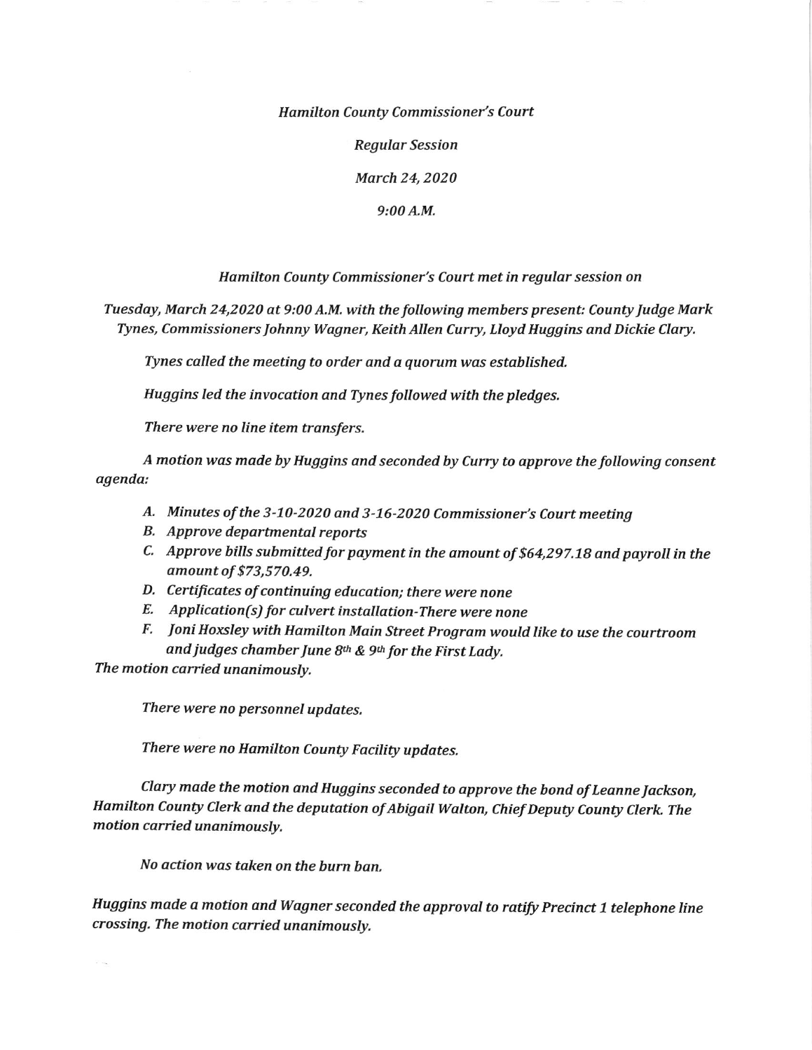*Hamilton County Commissioner's Court*

*Regular Session*

*March 24, 2020*

*9:00 A.M.*

*Hamilton County Commissioner's Court met in regular session on*

*Tuesday, March 24,2020 at 9:00 A.M. with the following members present: County Judge Mark Tynes, Commissioners Johnny Wagner, Keith Allen Curry, Lloyd Huggins and Dickie Clary.*

*Tynes called the meeting to order and a quorum was established.*

*Huggins led the invocation and Tynes followed with the pledges.*

*There were no line item transfers.*

*A motion was made by Huggins and seconded by Curry to approve the following consent agenda:*

- *A. Minutes of the 3-10-2020 and 3-16-2020 Commissioner's Court meeting*
- *B. Approve departmental reports*
- *C. Approve bills submitted for payment in the amount of $64,297.18 and payroll in the amount of $73,570.49.*
- *D. Certificates of continuing education; there were none*
- *E. Application(s) for culvert installation-There were none*
- *F. Joni Hoxsley with Hamilton Main Street Program would like to use the courtroom and judges chamber June 8th & 9th for the First Lady.*

*The motion carried unanimously.*

*There were no personnel updates.*

*There were no Hamilton County Facility updates.*

*Clary made the motion and Huggins seconded to approve the bond of Leanne Jackson, Hamilton County Clerk and the deputation of Abigail Walton, Chief Deputy County Clerk. The motion carried unanimously.*

*No action was taken on the burn ban.*

*Huggins made a motion and Wagner seconded the approval to ratify Precinct 1 telephone line crossing. The motion carried unanimously.*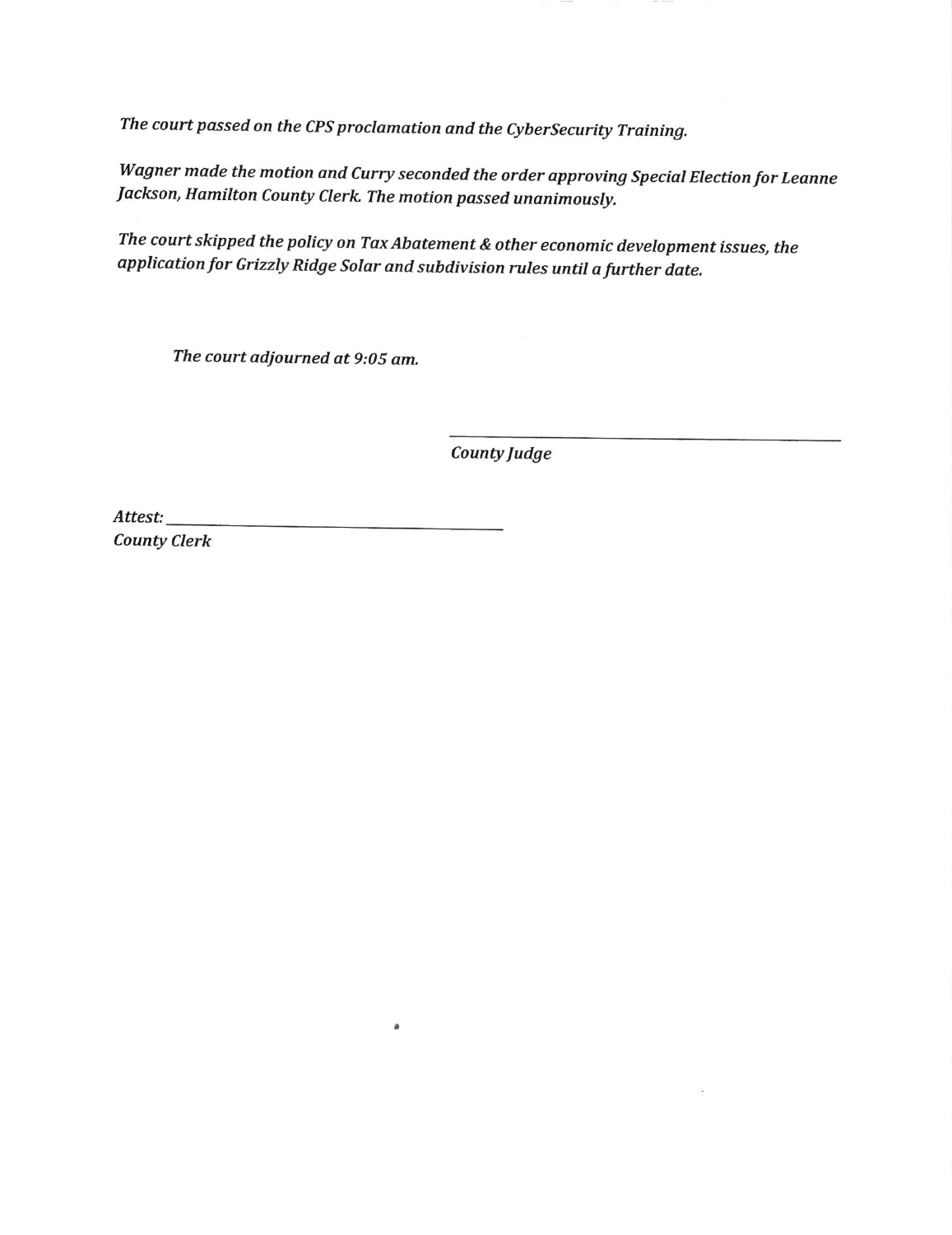*The court passed on the CPS proclamation and the CyberSecurity Training.*

*Wagner made the motion and Curry seconded the order approving Special Election for Leanne Jackson, Hamilton County Clerk. The motion passed unanimously.*

*The court skipped the policy on Tax Abatement & other economic development issues, the application for Grizzly Ridge Solar and subdivision rules until a further date.*

*The court adjourned at 9:05 am.*

\_\_\_\_\_\_\_\_\_\_\_\_\_\_\_\_\_\_\_\_\_\_\_\_\_\_\_\_\_\_\_\_\_\_\_\_\_\_\_\_

*County Judge*

*Attest:* \_\_\_\_\_\_\_\_\_\_\_\_\_\_\_\_\_\_\_\_\_\_\_\_\_\_\_\_\_\_\_\_\_\_\_\_\_\_\_\_

*County Clerk*